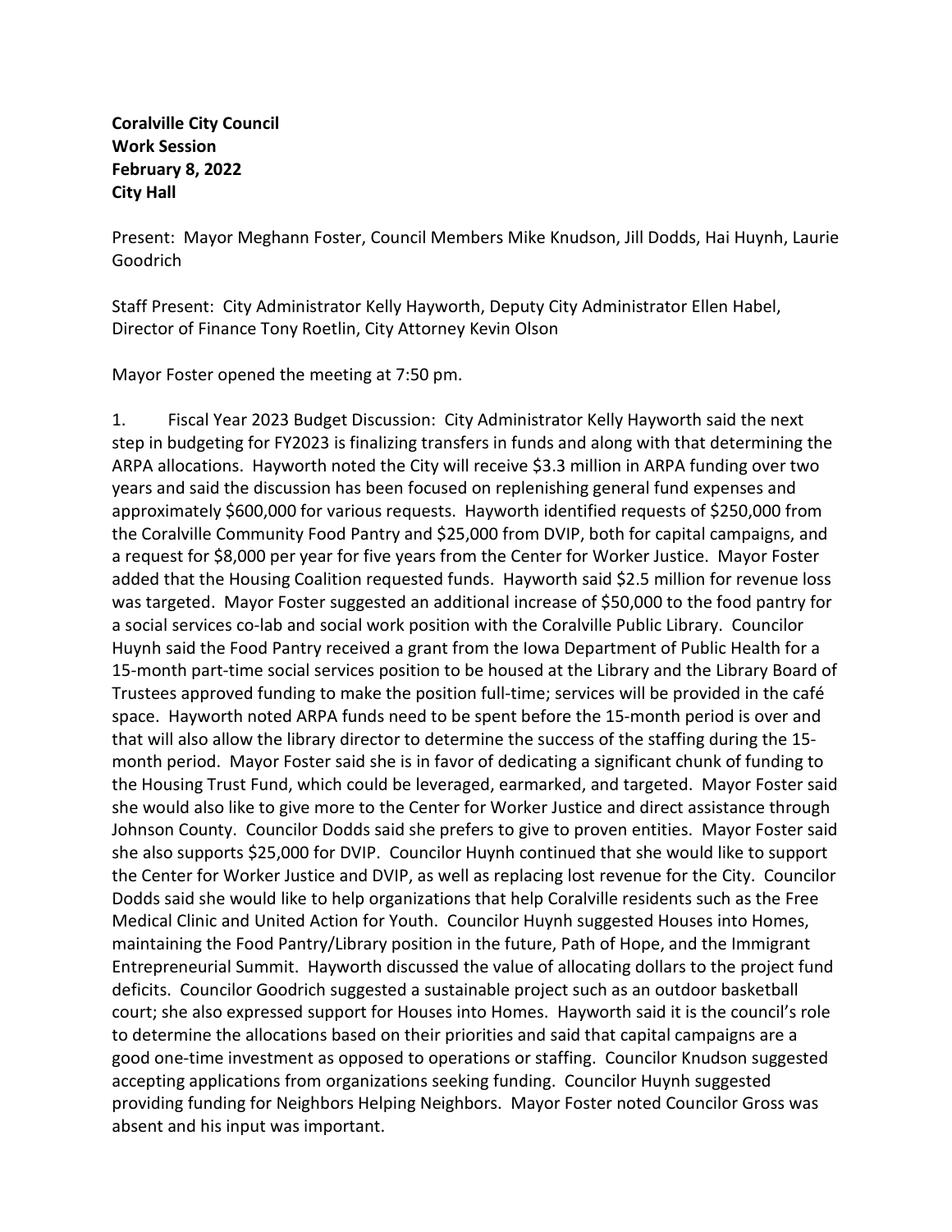**Coralville City Council**
**Work Session**
**February 8, 2022**
**City Hall**

Present: Mayor Meghann Foster, Council Members Mike Knudson, Jill Dodds, Hai Huynh, Laurie Goodrich

Staff Present: City Administrator Kelly Hayworth, Deputy City Administrator Ellen Habel, Director of Finance Tony Roetlin, City Attorney Kevin Olson

Mayor Foster opened the meeting at 7:50 pm.

1. Fiscal Year 2023 Budget Discussion: City Administrator Kelly Hayworth said the next step in budgeting for FY2023 is finalizing transfers in funds and along with that determining the ARPA allocations. Hayworth noted the City will receive $3.3 million in ARPA funding over two years and said the discussion has been focused on replenishing general fund expenses and approximately $600,000 for various requests. Hayworth identified requests of $250,000 from the Coralville Community Food Pantry and $25,000 from DVIP, both for capital campaigns, and a request for $8,000 per year for five years from the Center for Worker Justice. Mayor Foster added that the Housing Coalition requested funds. Hayworth said $2.5 million for revenue loss was targeted. Mayor Foster suggested an additional increase of $50,000 to the food pantry for a social services co-lab and social work position with the Coralville Public Library. Councilor Huynh said the Food Pantry received a grant from the Iowa Department of Public Health for a 15-month part-time social services position to be housed at the Library and the Library Board of Trustees approved funding to make the position full-time; services will be provided in the café space. Hayworth noted ARPA funds need to be spent before the 15-month period is over and that will also allow the library director to determine the success of the staffing during the 15-month period. Mayor Foster said she is in favor of dedicating a significant chunk of funding to the Housing Trust Fund, which could be leveraged, earmarked, and targeted. Mayor Foster said she would also like to give more to the Center for Worker Justice and direct assistance through Johnson County. Councilor Dodds said she prefers to give to proven entities. Mayor Foster said she also supports $25,000 for DVIP. Councilor Huynh continued that she would like to support the Center for Worker Justice and DVIP, as well as replacing lost revenue for the City. Councilor Dodds said she would like to help organizations that help Coralville residents such as the Free Medical Clinic and United Action for Youth. Councilor Huynh suggested Houses into Homes, maintaining the Food Pantry/Library position in the future, Path of Hope, and the Immigrant Entrepreneurial Summit. Hayworth discussed the value of allocating dollars to the project fund deficits. Councilor Goodrich suggested a sustainable project such as an outdoor basketball court; she also expressed support for Houses into Homes. Hayworth said it is the council's role to determine the allocations based on their priorities and said that capital campaigns are a good one-time investment as opposed to operations or staffing. Councilor Knudson suggested accepting applications from organizations seeking funding. Councilor Huynh suggested providing funding for Neighbors Helping Neighbors. Mayor Foster noted Councilor Gross was absent and his input was important.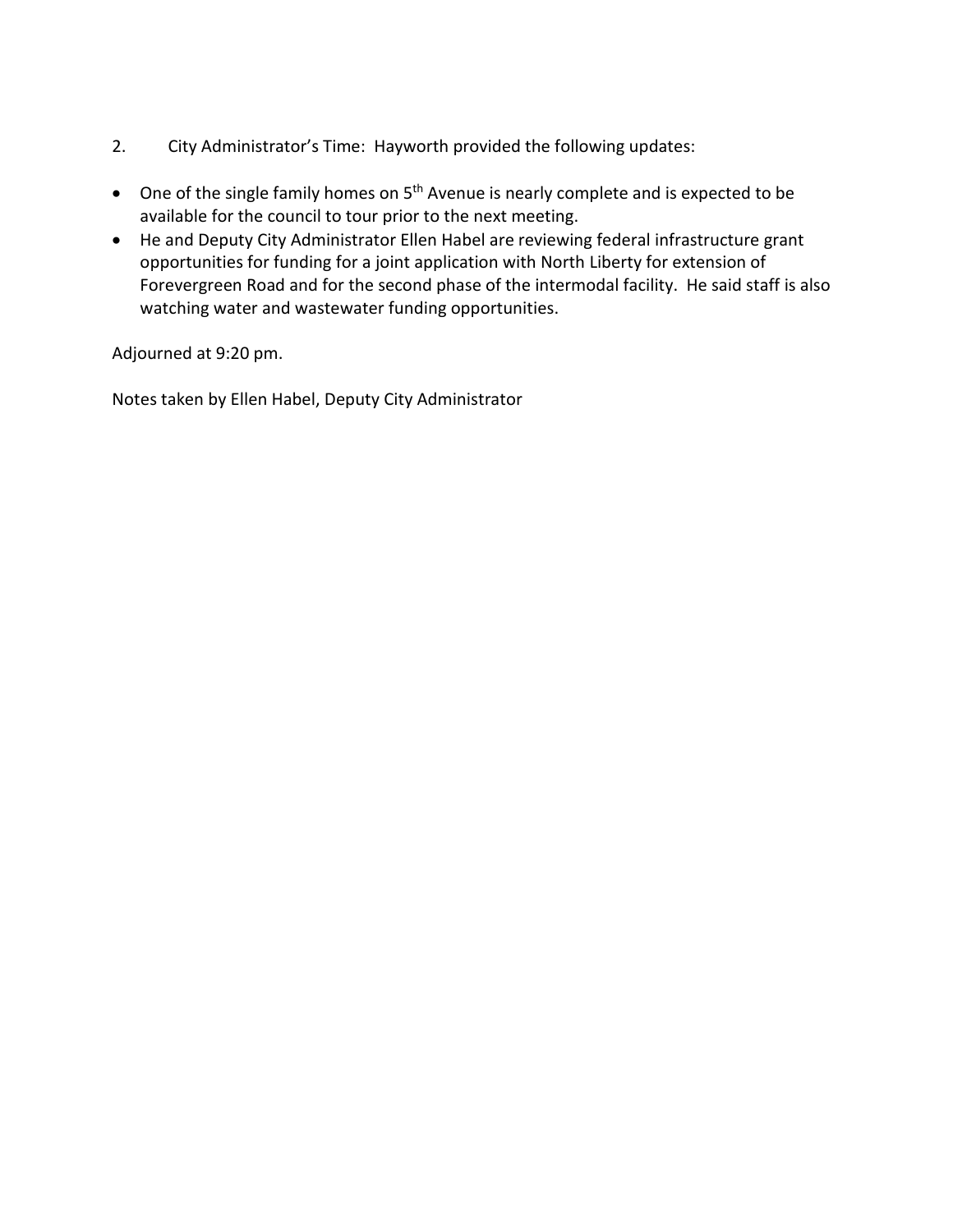2. City Administrator's Time: Hayworth provided the following updates:

- One of the single family homes on 5th Avenue is nearly complete and is expected to be available for the council to tour prior to the next meeting.
- He and Deputy City Administrator Ellen Habel are reviewing federal infrastructure grant opportunities for funding for a joint application with North Liberty for extension of Forevergreen Road and for the second phase of the intermodal facility. He said staff is also watching water and wastewater funding opportunities.

Adjourned at 9:20 pm.

Notes taken by Ellen Habel, Deputy City Administrator